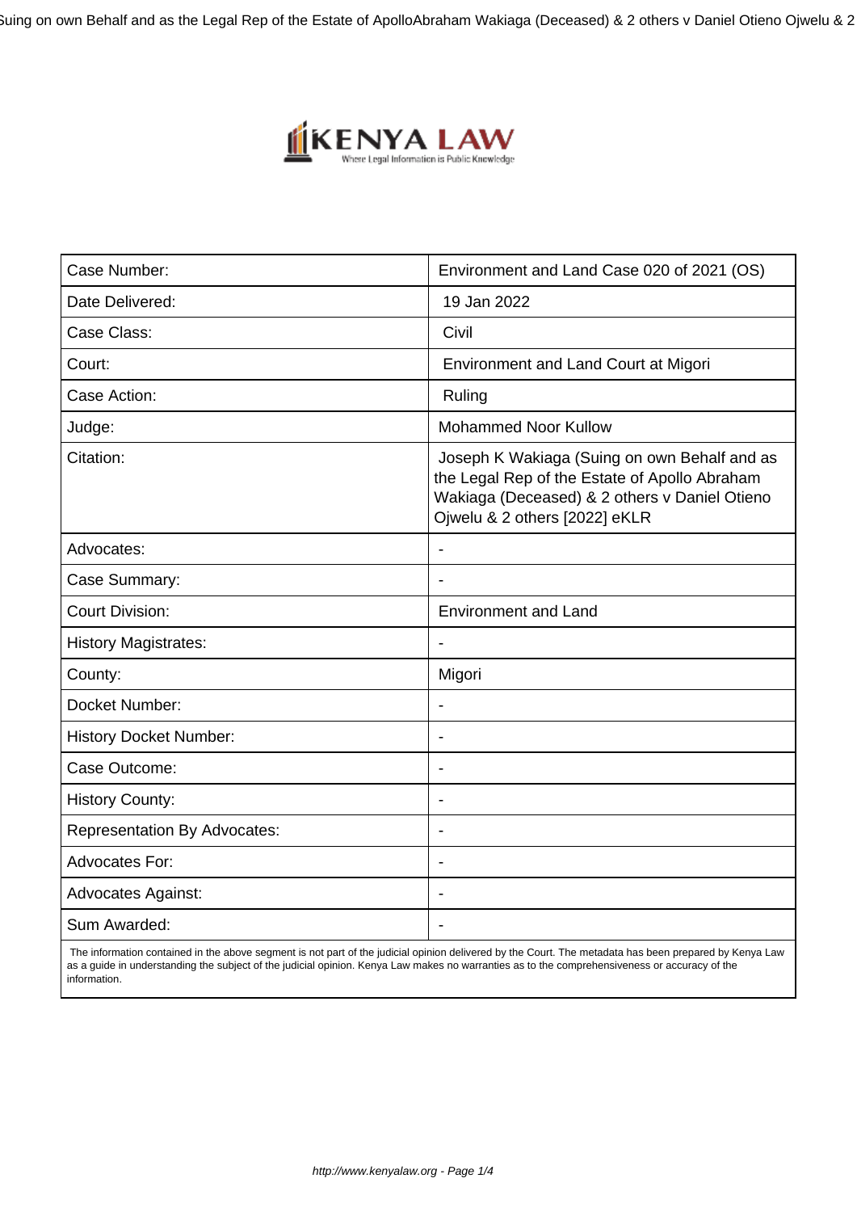| Case Number: | Environment and Land Case 020 of 2021 (OS) |
|---|---|
| Date Delivered: | 19 Jan 2022 |
| Case Class: | Civil |
| Court: | Environment and Land Court at Migori |
| Case Action: | Ruling |
| Judge: | Mohammed Noor Kullow |
| Citation: | Joseph K Wakiaga (Suing on own Behalf and as the Legal Rep of the Estate of Apollo Abraham Wakiaga (Deceased) & 2 others v Daniel Otieno Ojwelu & 2 others [2022] eKLR |
| Advocates: | - |
| Case Summary: | - |
| Court Division: | Environment and Land |
| History Magistrates: | - |
| County: | Migori |
| Docket Number: | - |
| History Docket Number: | - |
| Case Outcome: | - |
| History County: | - |
| Representation By Advocates: | - |
| Advocates For: | - |
| Advocates Against: | - |
| Sum Awarded: | - |

The information contained in the above segment is not part of the judicial opinion delivered by the Court. The metadata has been prepared by Kenya Law as a guide in understanding the subject of the judicial opinion. Kenya Law makes no warranties as to the comprehensiveness or accuracy of the information.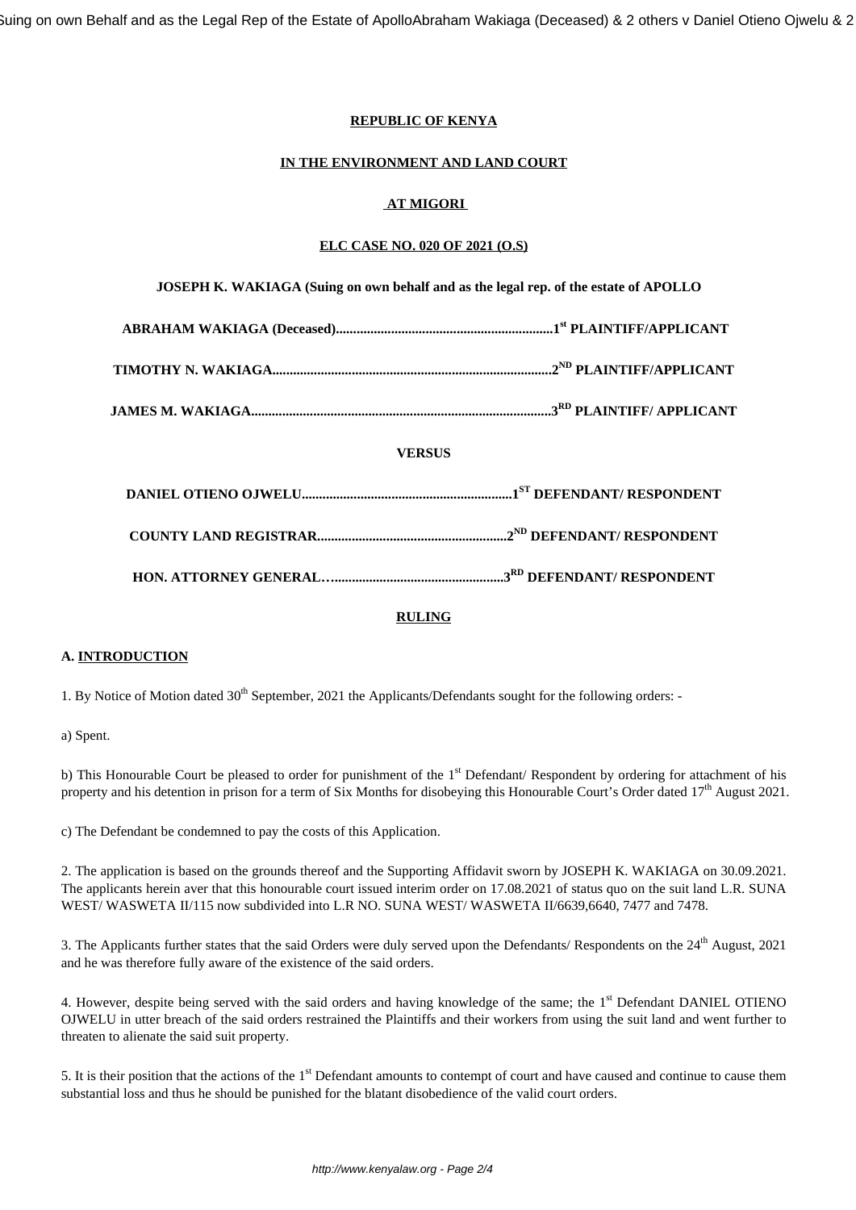**REPUBLIC OF KENYA**

**IN THE ENVIRONMENT AND LAND COURT**

**AT MIGORI**

**ELC CASE NO. 020 OF 2021 (O.S)**

**JOSEPH K. WAKIAGA (Suing on own behalf and as the legal rep. of the estate of APOLLO**

**ABRAHAM WAKIAGA (Deceased)..............................................................1st PLAINTIFF/APPLICANT**

**TIMOTHY N. WAKIAGA................................................................................2ND PLAINTIFF/APPLICANT**

**JAMES M. WAKIAGA......................................................................................3RD PLAINTIFF/ APPLICANT**

**VERSUS**

**DANIEL OTIENO OJWELU............................................................1ST DEFENDANT/ RESPONDENT**

**COUNTY LAND REGISTRAR......................................................2ND DEFENDANT/ RESPONDENT**

**HON. ATTORNEY GENERAL…................................................3RD DEFENDANT/ RESPONDENT**

**RULING**

**A. INTRODUCTION**

1. By Notice of Motion dated 30th September, 2021 the Applicants/Defendants sought for the following orders: -

a) Spent.

b) This Honourable Court be pleased to order for punishment of the 1st Defendant/ Respondent by ordering for attachment of his property and his detention in prison for a term of Six Months for disobeying this Honourable Court's Order dated 17th August 2021.

c) The Defendant be condemned to pay the costs of this Application.

2. The application is based on the grounds thereof and the Supporting Affidavit sworn by JOSEPH K. WAKIAGA on 30.09.2021. The applicants herein aver that this honourable court issued interim order on 17.08.2021 of status quo on the suit land L.R. SUNA WEST/ WASWETA II/115 now subdivided into L.R NO. SUNA WEST/ WASWETA II/6639,6640, 7477 and 7478.

3. The Applicants further states that the said Orders were duly served upon the Defendants/ Respondents on the 24th August, 2021 and he was therefore fully aware of the existence of the said orders.

4. However, despite being served with the said orders and having knowledge of the same; the 1st Defendant DANIEL OTIENO OJWELU in utter breach of the said orders restrained the Plaintiffs and their workers from using the suit land and went further to threaten to alienate the said suit property.

5. It is their position that the actions of the 1st Defendant amounts to contempt of court and have caused and continue to cause them substantial loss and thus he should be punished for the blatant disobedience of the valid court orders.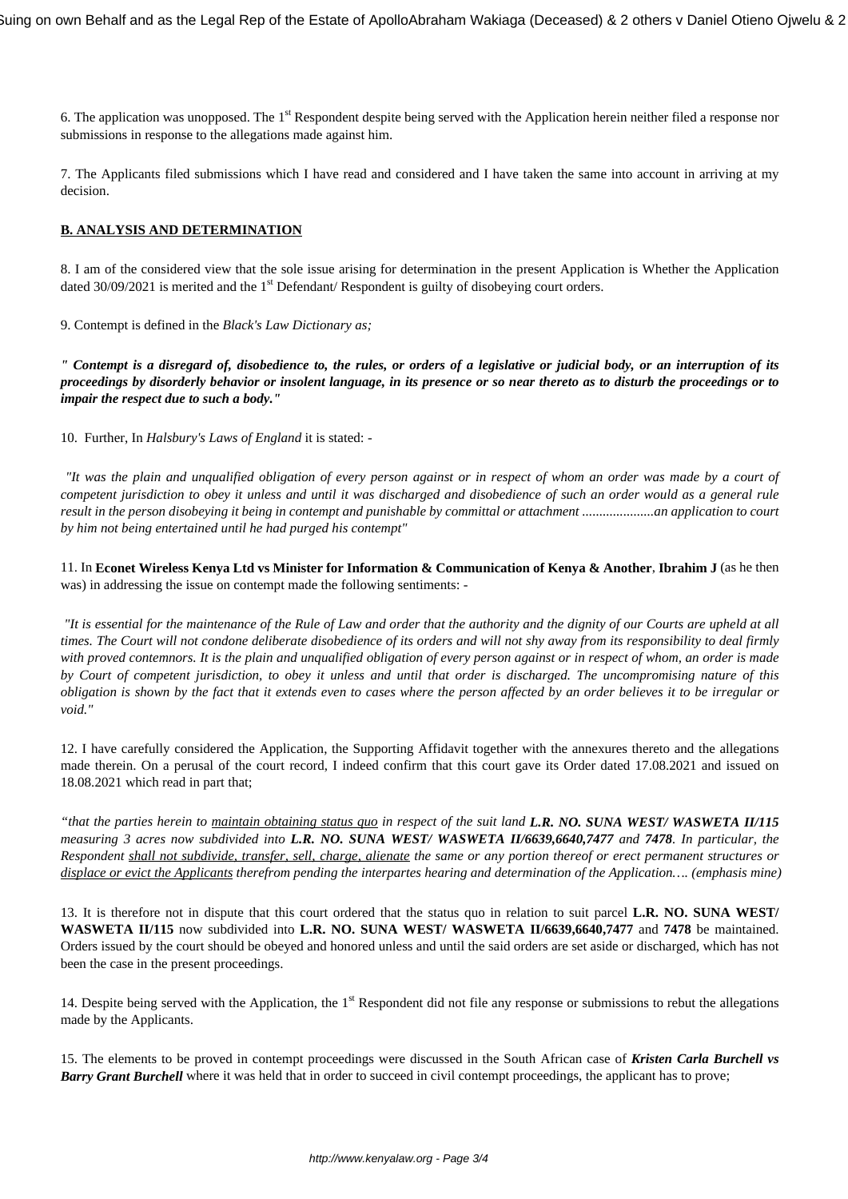6. The application was unopposed. The 1st Respondent despite being served with the Application herein neither filed a response nor submissions in response to the allegations made against him.

7. The Applicants filed submissions which I have read and considered and I have taken the same into account in arriving at my decision.

**B. ANALYSIS AND DETERMINATION**

8. I am of the considered view that the sole issue arising for determination in the present Application is Whether the Application dated 30/09/2021 is merited and the 1st Defendant/ Respondent is guilty of disobeying court orders.

9. Contempt is defined in the *Black's Law Dictionary as;*

***" Contempt is a disregard of, disobedience to, the rules, or orders of a legislative or judicial body, or an interruption of its proceedings by disorderly behavior or insolent language, in its presence or so near thereto as to disturb the proceedings or to impair the respect due to such a body."***

10. Further, In *Halsbury's Laws of England* it is stated: -

*"It was the plain and unqualified obligation of every person against or in respect of whom an order was made by a court of competent jurisdiction to obey it unless and until it was discharged and disobedience of such an order would as a general rule result in the person disobeying it being in contempt and punishable by committal or attachment .....................an application to court by him not being entertained until he had purged his contempt"*

11. In **Econet Wireless Kenya Ltd vs Minister for Information & Communication of Kenya & Another**, **Ibrahim J** (as he then was) in addressing the issue on contempt made the following sentiments: -

*"It is essential for the maintenance of the Rule of Law and order that the authority and the dignity of our Courts are upheld at all times. The Court will not condone deliberate disobedience of its orders and will not shy away from its responsibility to deal firmly with proved contemnors. It is the plain and unqualified obligation of every person against or in respect of whom, an order is made by Court of competent jurisdiction, to obey it unless and until that order is discharged. The uncompromising nature of this obligation is shown by the fact that it extends even to cases where the person affected by an order believes it to be irregular or void."*

12. I have carefully considered the Application, the Supporting Affidavit together with the annexures thereto and the allegations made therein. On a perusal of the court record, I indeed confirm that this court gave its Order dated 17.08.2021 and issued on 18.08.2021 which read in part that;

*"that the parties herein to <u>maintain obtaining status quo</u> in respect of the suit land **L.R. NO. SUNA WEST/ WASWETA II/115** measuring 3 acres now subdivided into **L.R. NO. SUNA WEST/ WASWETA II/6639,6640,7477** and **7478**. In particular, the Respondent <u>shall not subdivide, transfer, sell, charge, alienate</u> the same or any portion thereof or erect permanent structures or <u>displace or evict the Applicants</u> therefrom pending the interpartes hearing and determination of the Application…. (emphasis mine)*

13. It is therefore not in dispute that this court ordered that the status quo in relation to suit parcel **L.R. NO. SUNA WEST/ WASWETA II/115** now subdivided into **L.R. NO. SUNA WEST/ WASWETA II/6639,6640,7477** and **7478** be maintained. Orders issued by the court should be obeyed and honored unless and until the said orders are set aside or discharged, which has not been the case in the present proceedings.

14. Despite being served with the Application, the 1st Respondent did not file any response or submissions to rebut the allegations made by the Applicants.

15. The elements to be proved in contempt proceedings were discussed in the South African case of ***Kristen Carla Burchell vs Barry Grant Burchell*** where it was held that in order to succeed in civil contempt proceedings, the applicant has to prove;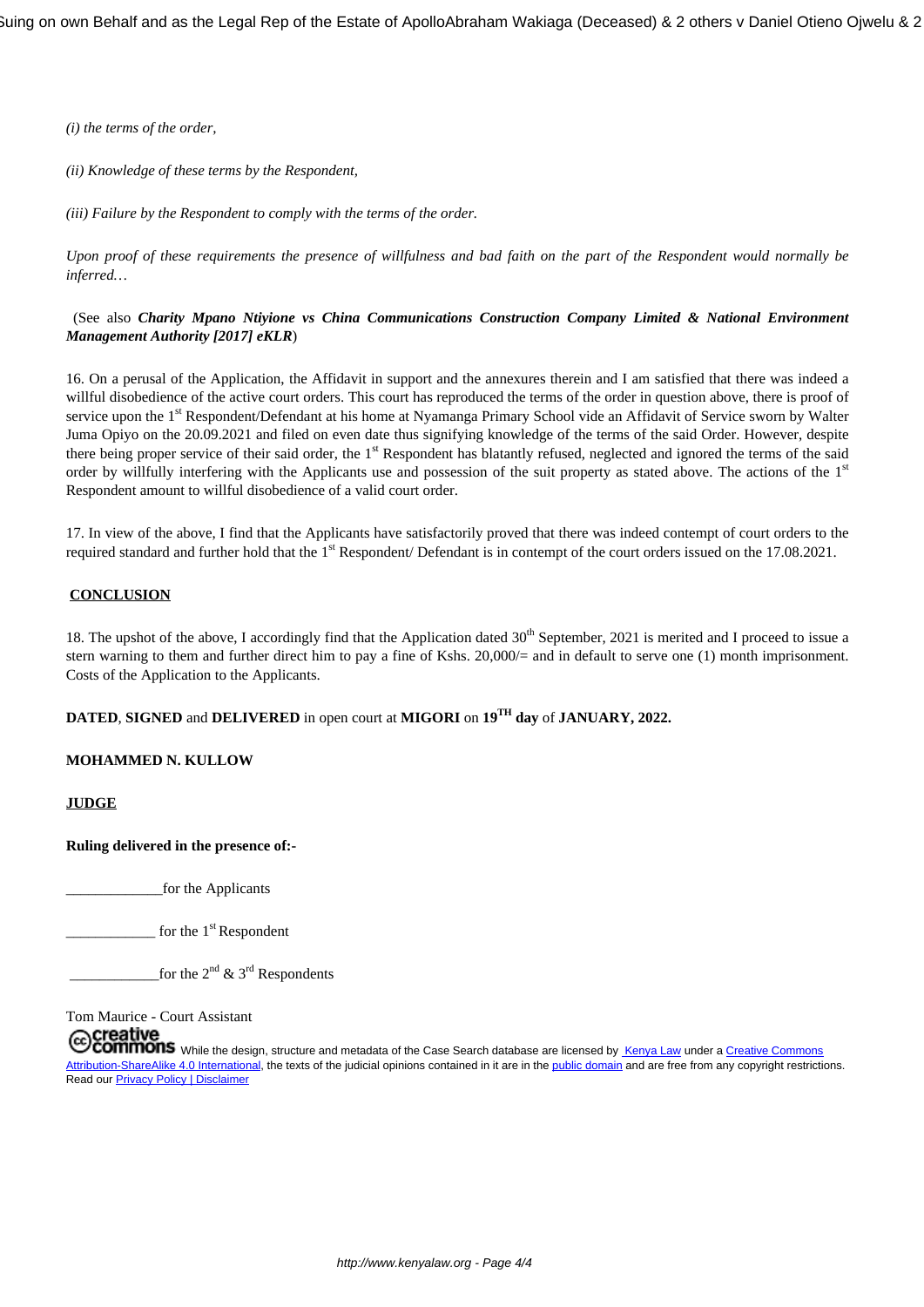*(i) the terms of the order,*

*(ii) Knowledge of these terms by the Respondent,*

*(iii) Failure by the Respondent to comply with the terms of the order.*

*Upon proof of these requirements the presence of willfulness and bad faith on the part of the Respondent would normally be inferred…*

(See also ***Charity Mpano Ntiyione vs China Communications Construction Company Limited & National Environment Management Authority [2017] eKLR***)

16. On a perusal of the Application, the Affidavit in support and the annexures therein and I am satisfied that there was indeed a willful disobedience of the active court orders. This court has reproduced the terms of the order in question above, there is proof of service upon the 1st Respondent/Defendant at his home at Nyamanga Primary School vide an Affidavit of Service sworn by Walter Juma Opiyo on the 20.09.2021 and filed on even date thus signifying knowledge of the terms of the said Order. However, despite there being proper service of their said order, the 1st Respondent has blatantly refused, neglected and ignored the terms of the said order by willfully interfering with the Applicants use and possession of the suit property as stated above. The actions of the 1st Respondent amount to willful disobedience of a valid court order.

17. In view of the above, I find that the Applicants have satisfactorily proved that there was indeed contempt of court orders to the required standard and further hold that the 1st Respondent/ Defendant is in contempt of the court orders issued on the 17.08.2021.

**CONCLUSION**

18. The upshot of the above, I accordingly find that the Application dated 30th September, 2021 is merited and I proceed to issue a stern warning to them and further direct him to pay a fine of Kshs. 20,000/= and in default to serve one (1) month imprisonment. Costs of the Application to the Applicants.

**DATED**, **SIGNED** and **DELIVERED** in open court at **MIGORI** on **19TH day** of **JANUARY, 2022.**

**MOHAMMED N. KULLOW**

**JUDGE**

**Ruling delivered in the presence of:-**

_____________for the Applicants

____________ for the 1st Respondent

____________for the 2nd & 3rd Respondents

Tom Maurice - Court Assistant

While the design, structure and metadata of the Case Search database are licensed by Kenya Law under a Creative Commons Attribution-ShareAlike 4.0 International, the texts of the judicial opinions contained in it are in the public domain and are free from any copyright restrictions. Read our Privacy Policy | Disclaimer